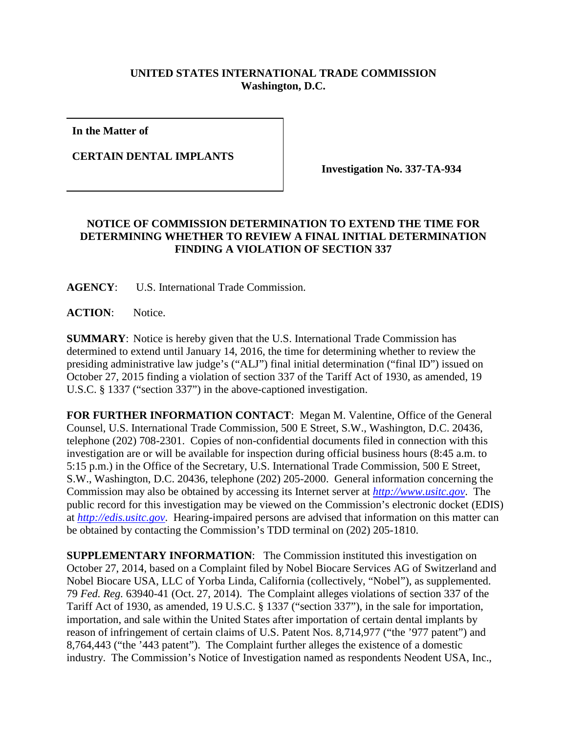**UNITED STATES INTERNATIONAL TRADE COMMISSION**
**Washington, D.C.**

| **In the Matter of**<br><br>**CERTAIN DENTAL IMPLANTS** | **Investigation No. 337-TA-934** |
|---|---|

**NOTICE OF COMMISSION DETERMINATION TO EXTEND THE TIME FOR DETERMINING WHETHER TO REVIEW A FINAL INITIAL DETERMINATION FINDING A VIOLATION OF SECTION 337**

**AGENCY**: U.S. International Trade Commission.

**ACTION**: Notice.

**SUMMARY**: Notice is hereby given that the U.S. International Trade Commission has determined to extend until January 14, 2016, the time for determining whether to review the presiding administrative law judge's ("ALJ") final initial determination ("final ID") issued on October 27, 2015 finding a violation of section 337 of the Tariff Act of 1930, as amended, 19 U.S.C. § 1337 ("section 337") in the above-captioned investigation.

**FOR FURTHER INFORMATION CONTACT**: Megan M. Valentine, Office of the General Counsel, U.S. International Trade Commission, 500 E Street, S.W., Washington, D.C. 20436, telephone (202) 708-2301. Copies of non-confidential documents filed in connection with this investigation are or will be available for inspection during official business hours (8:45 a.m. to 5:15 p.m.) in the Office of the Secretary, U.S. International Trade Commission, 500 E Street, S.W., Washington, D.C. 20436, telephone (202) 205-2000. General information concerning the Commission may also be obtained by accessing its Internet server at *http://www.usitc.gov*. The public record for this investigation may be viewed on the Commission's electronic docket (EDIS) at *http://edis.usitc.gov*. Hearing-impaired persons are advised that information on this matter can be obtained by contacting the Commission's TDD terminal on (202) 205-1810.

**SUPPLEMENTARY INFORMATION**: The Commission instituted this investigation on October 27, 2014, based on a Complaint filed by Nobel Biocare Services AG of Switzerland and Nobel Biocare USA, LLC of Yorba Linda, California (collectively, "Nobel"), as supplemented. 79 *Fed. Reg.* 63940-41 (Oct. 27, 2014). The Complaint alleges violations of section 337 of the Tariff Act of 1930, as amended, 19 U.S.C. § 1337 ("section 337"), in the sale for importation, importation, and sale within the United States after importation of certain dental implants by reason of infringement of certain claims of U.S. Patent Nos. 8,714,977 ("the '977 patent") and 8,764,443 ("the '443 patent"). The Complaint further alleges the existence of a domestic industry. The Commission's Notice of Investigation named as respondents Neodent USA, Inc.,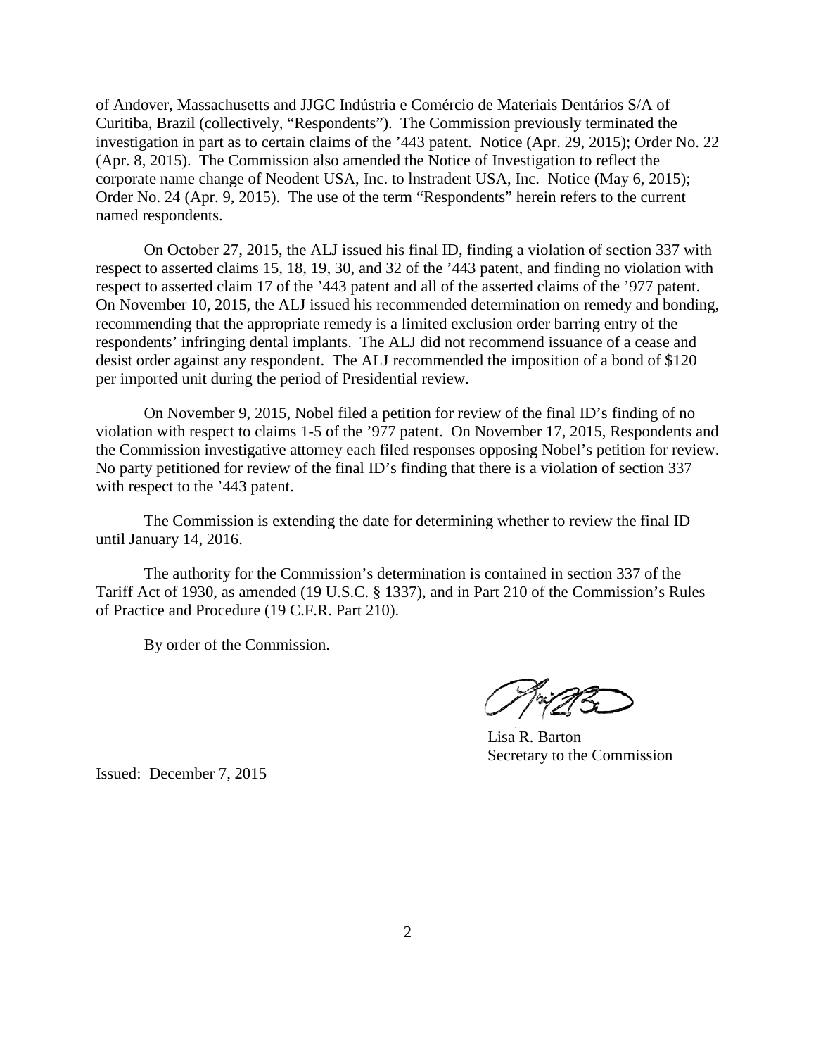of Andover, Massachusetts and JJGC Indústria e Comércio de Materiais Dentários S/A of Curitiba, Brazil (collectively, "Respondents"). The Commission previously terminated the investigation in part as to certain claims of the '443 patent. Notice (Apr. 29, 2015); Order No. 22 (Apr. 8, 2015). The Commission also amended the Notice of Investigation to reflect the corporate name change of Neodent USA, Inc. to lnstradent USA, Inc. Notice (May 6, 2015); Order No. 24 (Apr. 9, 2015). The use of the term "Respondents" herein refers to the current named respondents.

On October 27, 2015, the ALJ issued his final ID, finding a violation of section 337 with respect to asserted claims 15, 18, 19, 30, and 32 of the '443 patent, and finding no violation with respect to asserted claim 17 of the '443 patent and all of the asserted claims of the '977 patent. On November 10, 2015, the ALJ issued his recommended determination on remedy and bonding, recommending that the appropriate remedy is a limited exclusion order barring entry of the respondents' infringing dental implants. The ALJ did not recommend issuance of a cease and desist order against any respondent. The ALJ recommended the imposition of a bond of $120 per imported unit during the period of Presidential review.

On November 9, 2015, Nobel filed a petition for review of the final ID's finding of no violation with respect to claims 1-5 of the '977 patent. On November 17, 2015, Respondents and the Commission investigative attorney each filed responses opposing Nobel's petition for review. No party petitioned for review of the final ID's finding that there is a violation of section 337 with respect to the '443 patent.

The Commission is extending the date for determining whether to review the final ID until January 14, 2016.

The authority for the Commission's determination is contained in section 337 of the Tariff Act of 1930, as amended (19 U.S.C. § 1337), and in Part 210 of the Commission's Rules of Practice and Procedure (19 C.F.R. Part 210).

By order of the Commission.

Lisa R. Barton
Secretary to the Commission

Issued: December 7, 2015